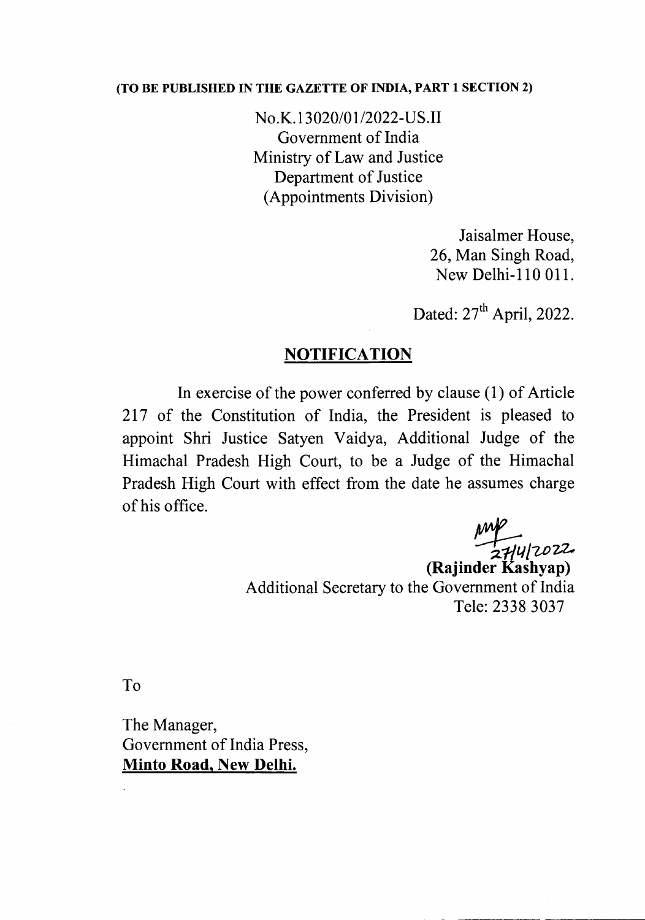**(TO BE PUBLISHED IN THE GAZETTE OF INDIA, PART 1 SECTION 2)**

No.K.13020/01/2022-US.II
Government of India
Ministry of Law and Justice
Department of Justice
(Appointments Division)

Jaisalmer House,
26, Man Singh Road,
New Delhi-110 011.

Dated: 27th April, 2022.

## NOTIFICATION

In exercise of the power conferred by clause (1) of Article 217 of the Constitution of India, the President is pleased to appoint Shri Justice Satyen Vaidya, Additional Judge of the Himachal Pradesh High Court, to be a Judge of the Himachal Pradesh High Court with effect from the date he assumes charge of his office.

27/4/2022

**(Rajinder Kashyap)**
Additional Secretary to the Government of India
Tele: 2338 3037

To

The Manager,
Government of India Press,
**Minto Road, New Delhi.**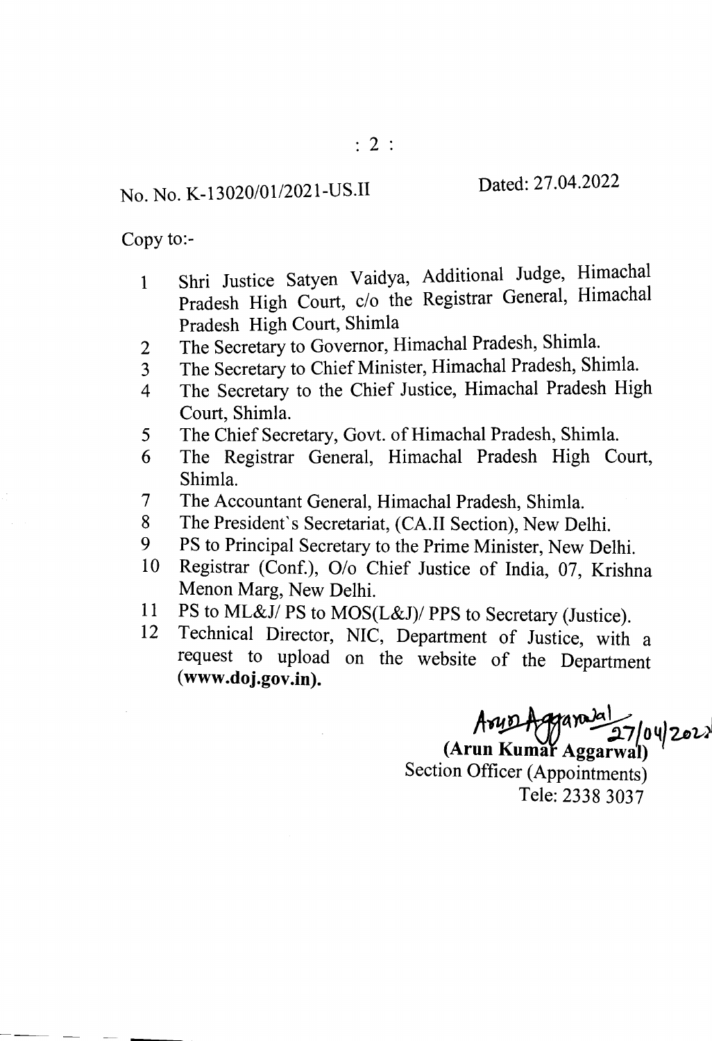No. No. K-13020/01/2021-US.II Dated: 27.04.2022

Copy to:-

1. Shri Justice Satyen Vaidya, Additional Judge, Himachal Pradesh High Court, c/o the Registrar General, Himachal Pradesh High Court, Shimla
2. The Secretary to Governor, Himachal Pradesh, Shimla.
3. The Secretary to Chief Minister, Himachal Pradesh, Shimla.
4. The Secretary to the Chief Justice, Himachal Pradesh High Court, Shimla.
5. The Chief Secretary, Govt. of Himachal Pradesh, Shimla.
6. The Registrar General, Himachal Pradesh High Court, Shimla.
7. The Accountant General, Himachal Pradesh, Shimla.
8. The President's Secretariat, (CA.II Section), New Delhi.
9. PS to Principal Secretary to the Prime Minister, New Delhi.
10. Registrar (Conf.), O/o Chief Justice of India, 07, Krishna Menon Marg, New Delhi.
11. PS to ML&J/ PS to MOS(L&J)/ PPS to Secretary (Justice).
12. Technical Director, NIC, Department of Justice, with a request to upload on the website of the Department **(www.doj.gov.in).**

Arun Aggarwal 27/04/2022

**(Arun Kumar Aggarwal)**
Section Officer (Appointments)
Tele: 2338 3037